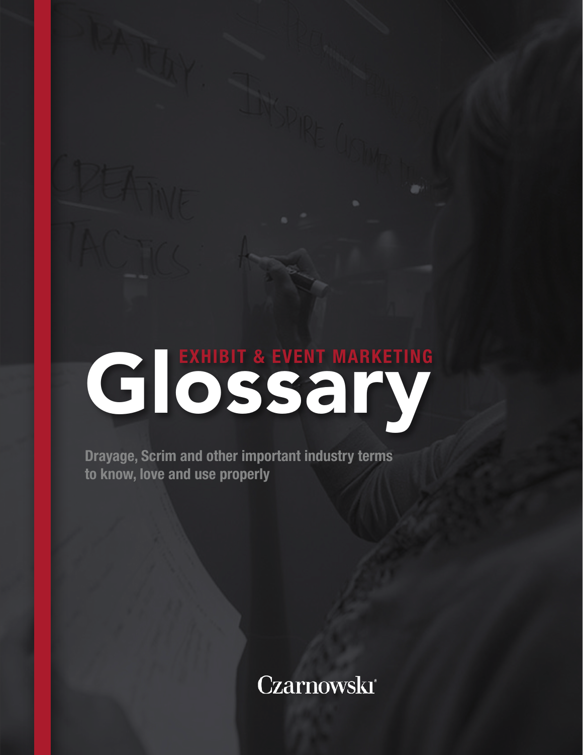# EXHIBIT & EVENT MARKETING Glossary

**Drayage, Scrim and other important industry terms to know, love and use properly**

Czarnowski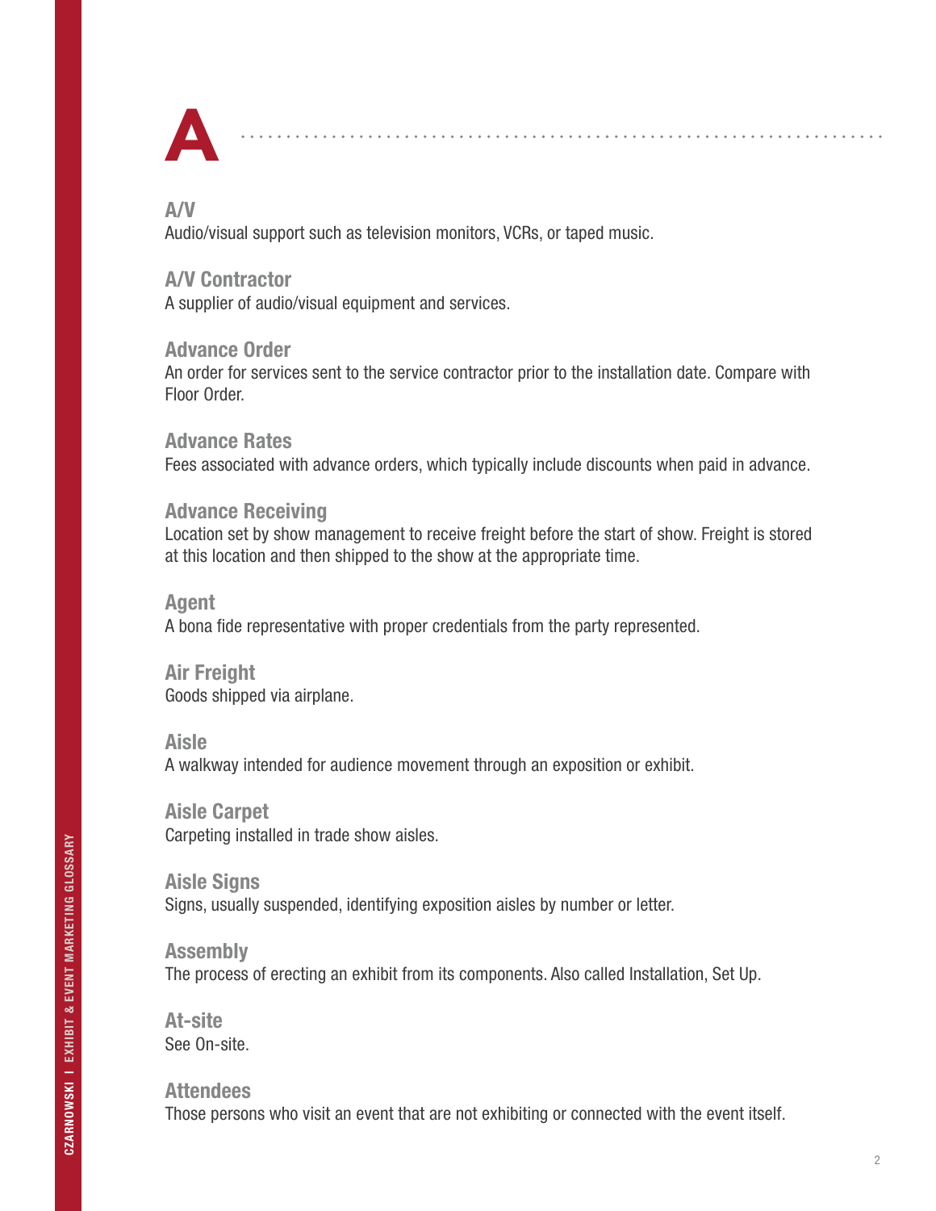# A

### A/V
Audio/visual support such as television monitors, VCRs, or taped music.

### A/V Contractor
A supplier of audio/visual equipment and services.

### Advance Order
An order for services sent to the service contractor prior to the installation date. Compare with Floor Order.

### Advance Rates
Fees associated with advance orders, which typically include discounts when paid in advance.

### Advance Receiving
Location set by show management to receive freight before the start of show. Freight is stored at this location and then shipped to the show at the appropriate time.

### Agent
A bona fide representative with proper credentials from the party represented.

### Air Freight
Goods shipped via airplane.

### Aisle
A walkway intended for audience movement through an exposition or exhibit.

### Aisle Carpet
Carpeting installed in trade show aisles.

### Aisle Signs
Signs, usually suspended, identifying exposition aisles by number or letter.

### Assembly
The process of erecting an exhibit from its components. Also called Installation, Set Up.

### At-site
See On-site.

### Attendees
Those persons who visit an event that are not exhibiting or connected with the event itself.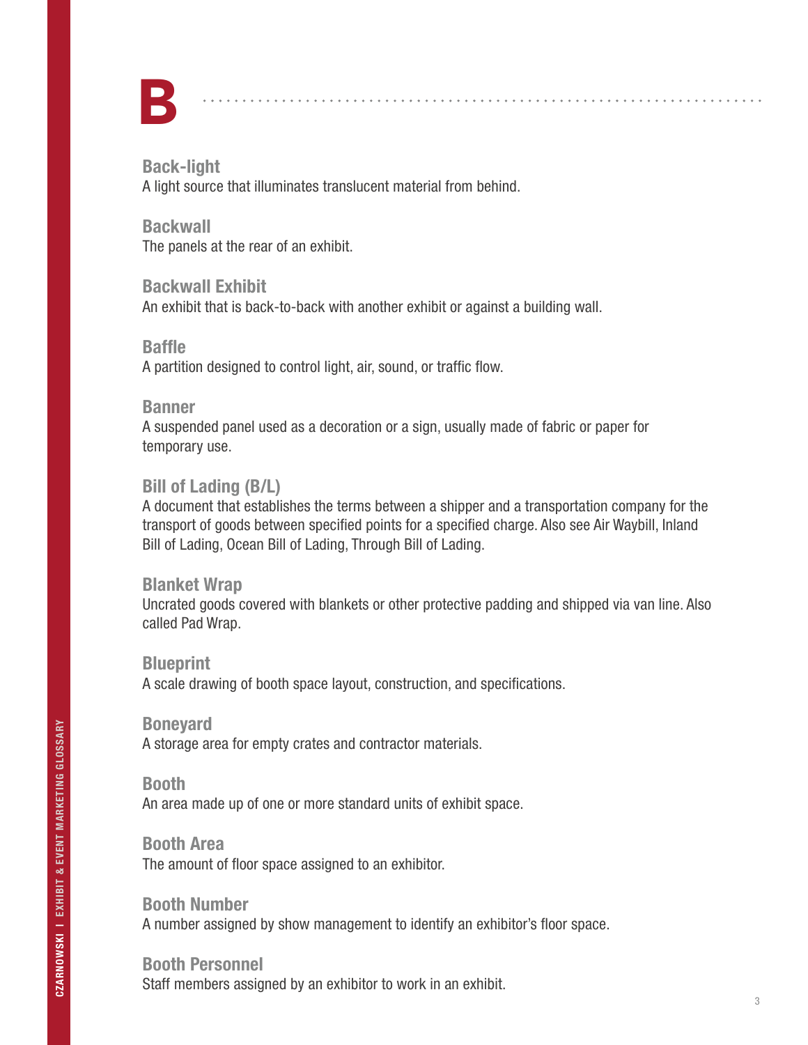# B

### Back-light
A light source that illuminates translucent material from behind.

### Backwall
The panels at the rear of an exhibit.

### Backwall Exhibit
An exhibit that is back-to-back with another exhibit or against a building wall.

### Baffle
A partition designed to control light, air, sound, or traffic flow.

### Banner
A suspended panel used as a decoration or a sign, usually made of fabric or paper for temporary use.

### Bill of Lading (B/L)
A document that establishes the terms between a shipper and a transportation company for the transport of goods between specified points for a specified charge. Also see Air Waybill, Inland Bill of Lading, Ocean Bill of Lading, Through Bill of Lading.

### Blanket Wrap
Uncrated goods covered with blankets or other protective padding and shipped via van line. Also called Pad Wrap.

### Blueprint
A scale drawing of booth space layout, construction, and specifications.

### Boneyard
A storage area for empty crates and contractor materials.

### Booth
An area made up of one or more standard units of exhibit space.

### Booth Area
The amount of floor space assigned to an exhibitor.

### Booth Number
A number assigned by show management to identify an exhibitor's floor space.

### Booth Personnel
Staff members assigned by an exhibitor to work in an exhibit.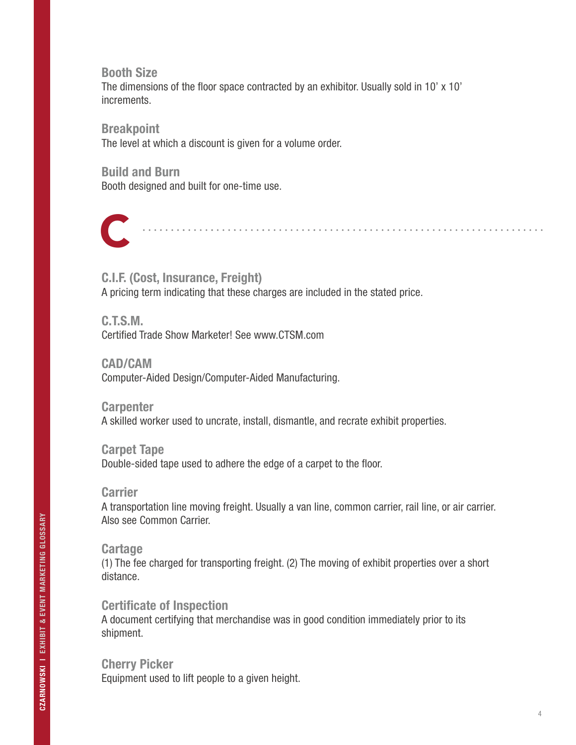### Booth Size

The dimensions of the floor space contracted by an exhibitor. Usually sold in 10' x 10' increments.

### Breakpoint

The level at which a discount is given for a volume order.

### Build and Burn

Booth designed and built for one-time use.

## C

### C.I.F. (Cost, Insurance, Freight)

A pricing term indicating that these charges are included in the stated price.

### C.T.S.M.

Certified Trade Show Marketer! See www.CTSM.com

### CAD/CAM

Computer-Aided Design/Computer-Aided Manufacturing.

### Carpenter

A skilled worker used to uncrate, install, dismantle, and recrate exhibit properties.

### Carpet Tape

Double-sided tape used to adhere the edge of a carpet to the floor.

### Carrier

A transportation line moving freight. Usually a van line, common carrier, rail line, or air carrier. Also see Common Carrier.

### Cartage

(1) The fee charged for transporting freight. (2) The moving of exhibit properties over a short distance.

### Certificate of Inspection

A document certifying that merchandise was in good condition immediately prior to its shipment.

### Cherry Picker

Equipment used to lift people to a given height.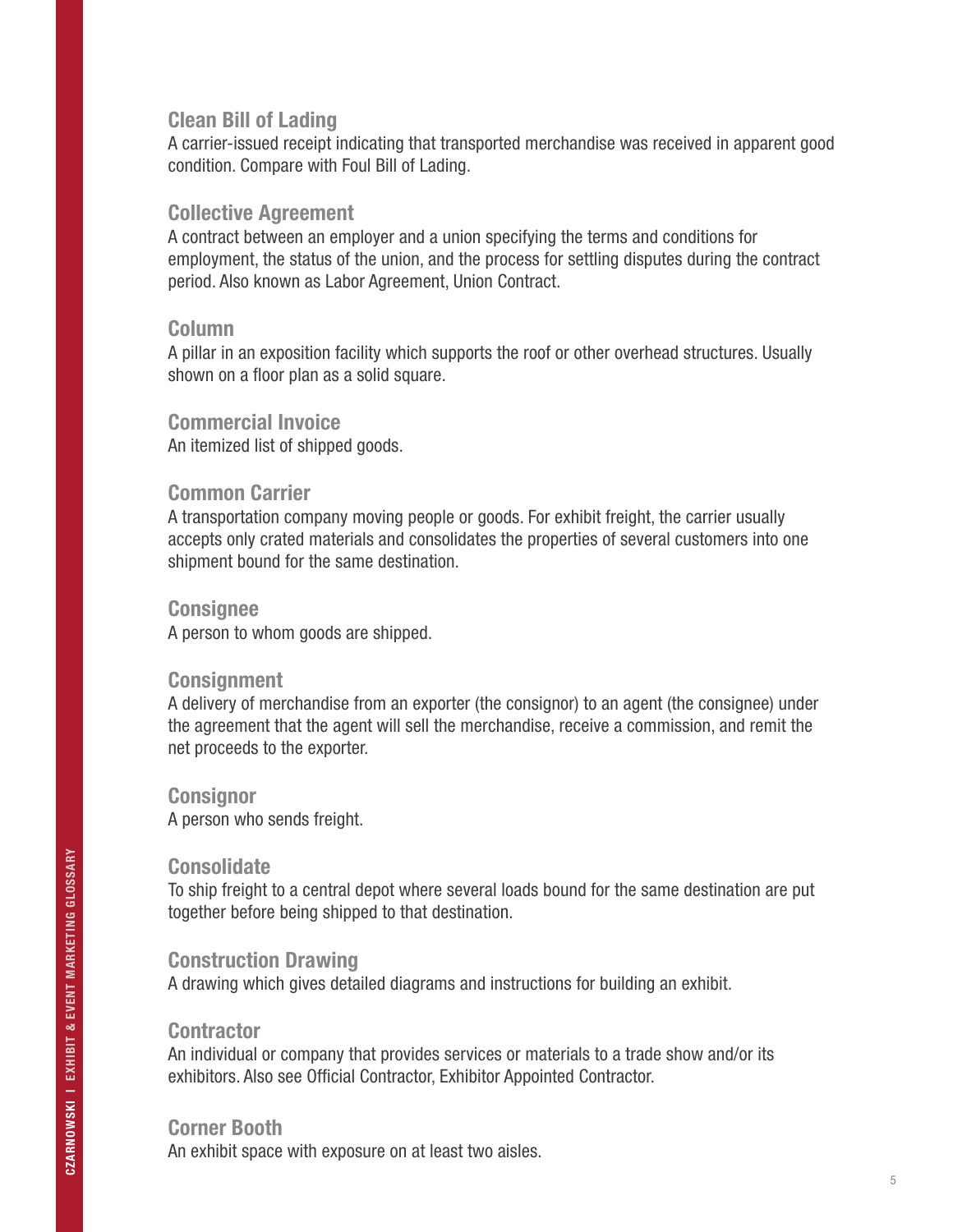### Clean Bill of Lading

A carrier-issued receipt indicating that transported merchandise was received in apparent good condition. Compare with Foul Bill of Lading.

### Collective Agreement

A contract between an employer and a union specifying the terms and conditions for employment, the status of the union, and the process for settling disputes during the contract period. Also known as Labor Agreement, Union Contract.

### Column

A pillar in an exposition facility which supports the roof or other overhead structures. Usually shown on a floor plan as a solid square.

### Commercial Invoice

An itemized list of shipped goods.

### Common Carrier

A transportation company moving people or goods. For exhibit freight, the carrier usually accepts only crated materials and consolidates the properties of several customers into one shipment bound for the same destination.

### Consignee

A person to whom goods are shipped.

### Consignment

A delivery of merchandise from an exporter (the consignor) to an agent (the consignee) under the agreement that the agent will sell the merchandise, receive a commission, and remit the net proceeds to the exporter.

### Consignor

A person who sends freight.

### Consolidate

To ship freight to a central depot where several loads bound for the same destination are put together before being shipped to that destination.

### Construction Drawing

A drawing which gives detailed diagrams and instructions for building an exhibit.

### Contractor

An individual or company that provides services or materials to a trade show and/or its exhibitors. Also see Official Contractor, Exhibitor Appointed Contractor.

### Corner Booth

An exhibit space with exposure on at least two aisles.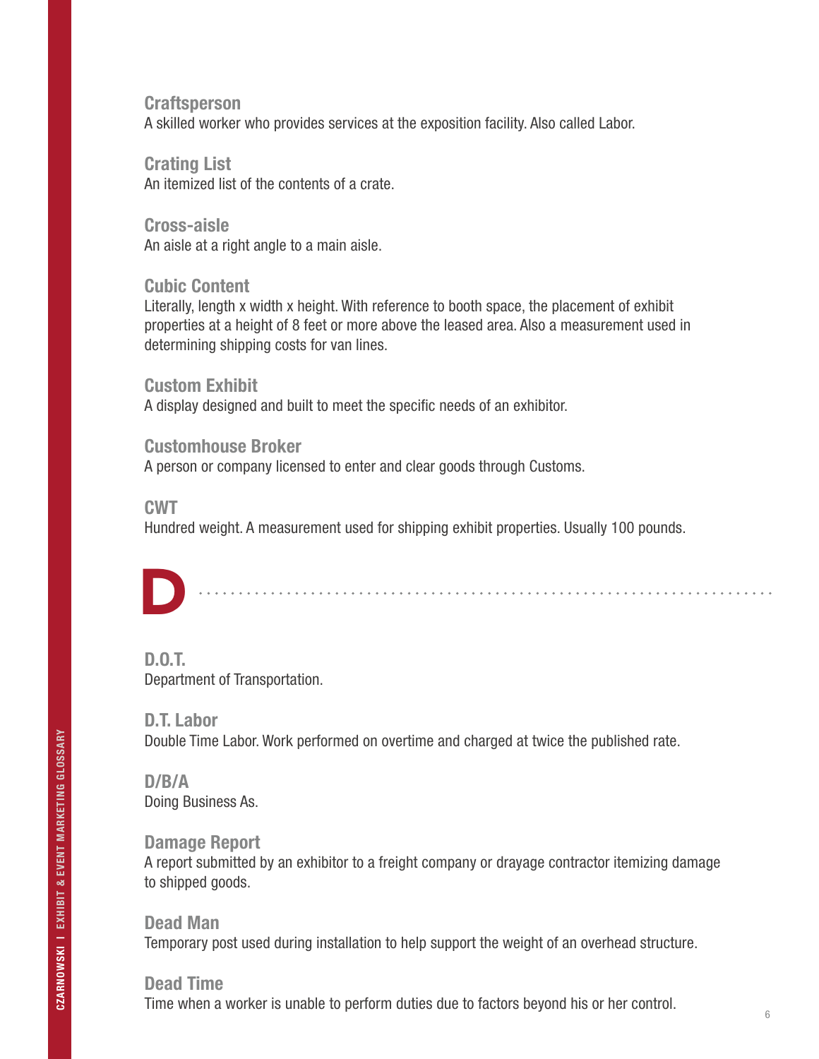### Craftsperson
A skilled worker who provides services at the exposition facility. Also called Labor.

### Crating List
An itemized list of the contents of a crate.

### Cross-aisle
An aisle at a right angle to a main aisle.

### Cubic Content
Literally, length x width x height. With reference to booth space, the placement of exhibit properties at a height of 8 feet or more above the leased area. Also a measurement used in determining shipping costs for van lines.

### Custom Exhibit
A display designed and built to meet the specific needs of an exhibitor.

### Customhouse Broker
A person or company licensed to enter and clear goods through Customs.

### CWT
Hundred weight. A measurement used for shipping exhibit properties. Usually 100 pounds.

# D

### D.O.T.
Department of Transportation.

### D.T. Labor
Double Time Labor. Work performed on overtime and charged at twice the published rate.

### D/B/A
Doing Business As.

### Damage Report
A report submitted by an exhibitor to a freight company or drayage contractor itemizing damage to shipped goods.

### Dead Man
Temporary post used during installation to help support the weight of an overhead structure.

### Dead Time
Time when a worker is unable to perform duties due to factors beyond his or her control.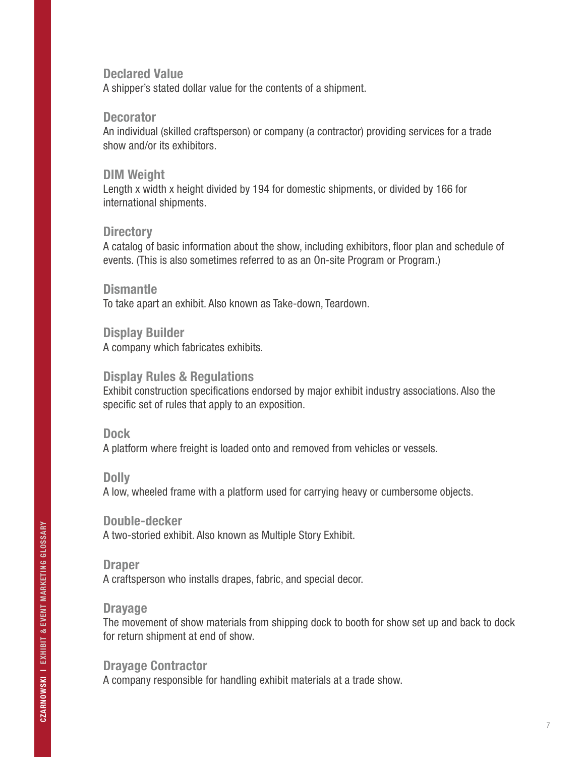### Declared Value

A shipper's stated dollar value for the contents of a shipment.

### Decorator

An individual (skilled craftsperson) or company (a contractor) providing services for a trade show and/or its exhibitors.

### DIM Weight

Length x width x height divided by 194 for domestic shipments, or divided by 166 for international shipments.

### Directory

A catalog of basic information about the show, including exhibitors, floor plan and schedule of events. (This is also sometimes referred to as an On-site Program or Program.)

### Dismantle

To take apart an exhibit. Also known as Take-down, Teardown.

### Display Builder

A company which fabricates exhibits.

### Display Rules & Regulations

Exhibit construction specifications endorsed by major exhibit industry associations. Also the specific set of rules that apply to an exposition.

### Dock

A platform where freight is loaded onto and removed from vehicles or vessels.

### Dolly

A low, wheeled frame with a platform used for carrying heavy or cumbersome objects.

### Double-decker

A two-storied exhibit. Also known as Multiple Story Exhibit.

### Draper

A craftsperson who installs drapes, fabric, and special decor.

### Drayage

The movement of show materials from shipping dock to booth for show set up and back to dock for return shipment at end of show.

### Drayage Contractor

A company responsible for handling exhibit materials at a trade show.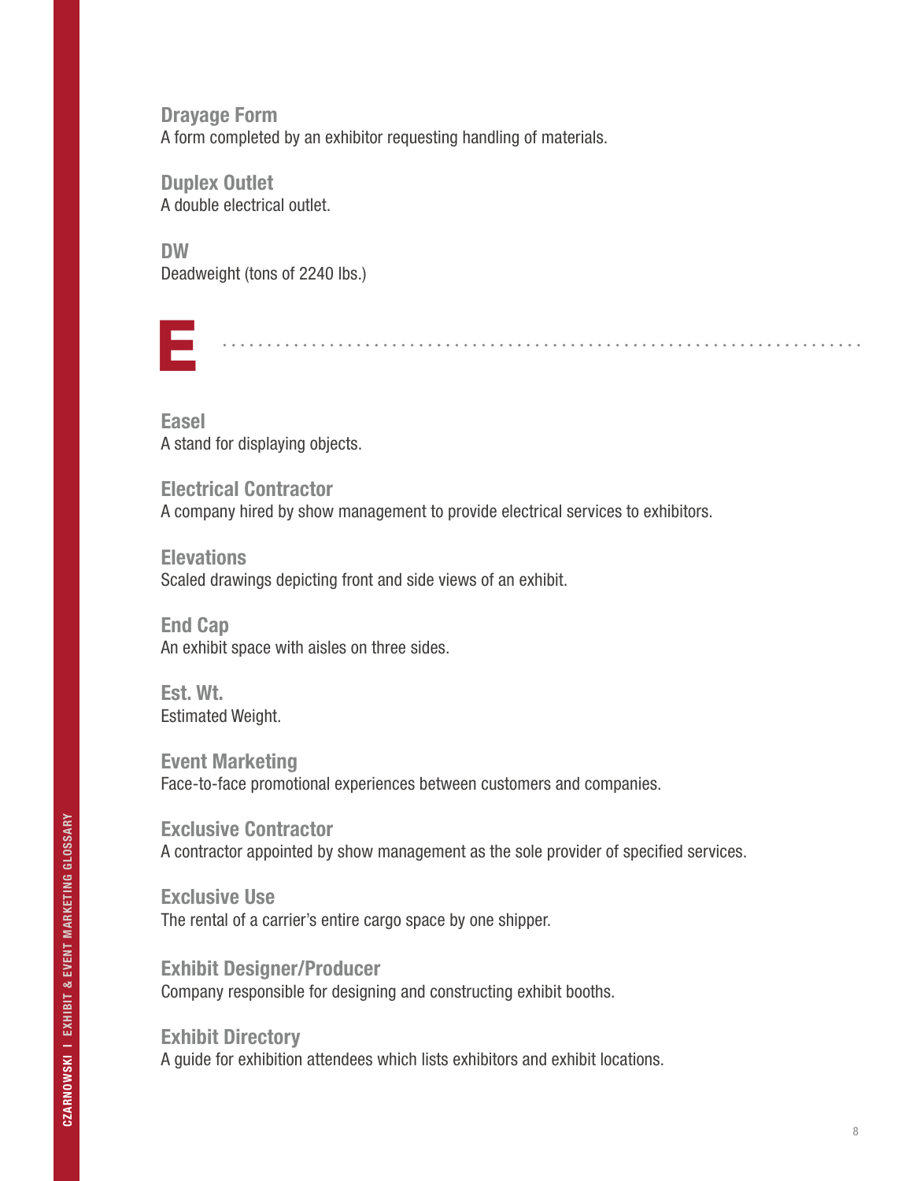### Drayage Form
A form completed by an exhibitor requesting handling of materials.

### Duplex Outlet
A double electrical outlet.

### DW
Deadweight (tons of 2240 lbs.)

# E

### Easel
A stand for displaying objects.

### Electrical Contractor
A company hired by show management to provide electrical services to exhibitors.

### Elevations
Scaled drawings depicting front and side views of an exhibit.

### End Cap
An exhibit space with aisles on three sides.

### Est. Wt.
Estimated Weight.

### Event Marketing
Face-to-face promotional experiences between customers and companies.

### Exclusive Contractor
A contractor appointed by show management as the sole provider of specified services.

### Exclusive Use
The rental of a carrier's entire cargo space by one shipper.

### Exhibit Designer/Producer
Company responsible for designing and constructing exhibit booths.

### Exhibit Directory
A guide for exhibition attendees which lists exhibitors and exhibit locations.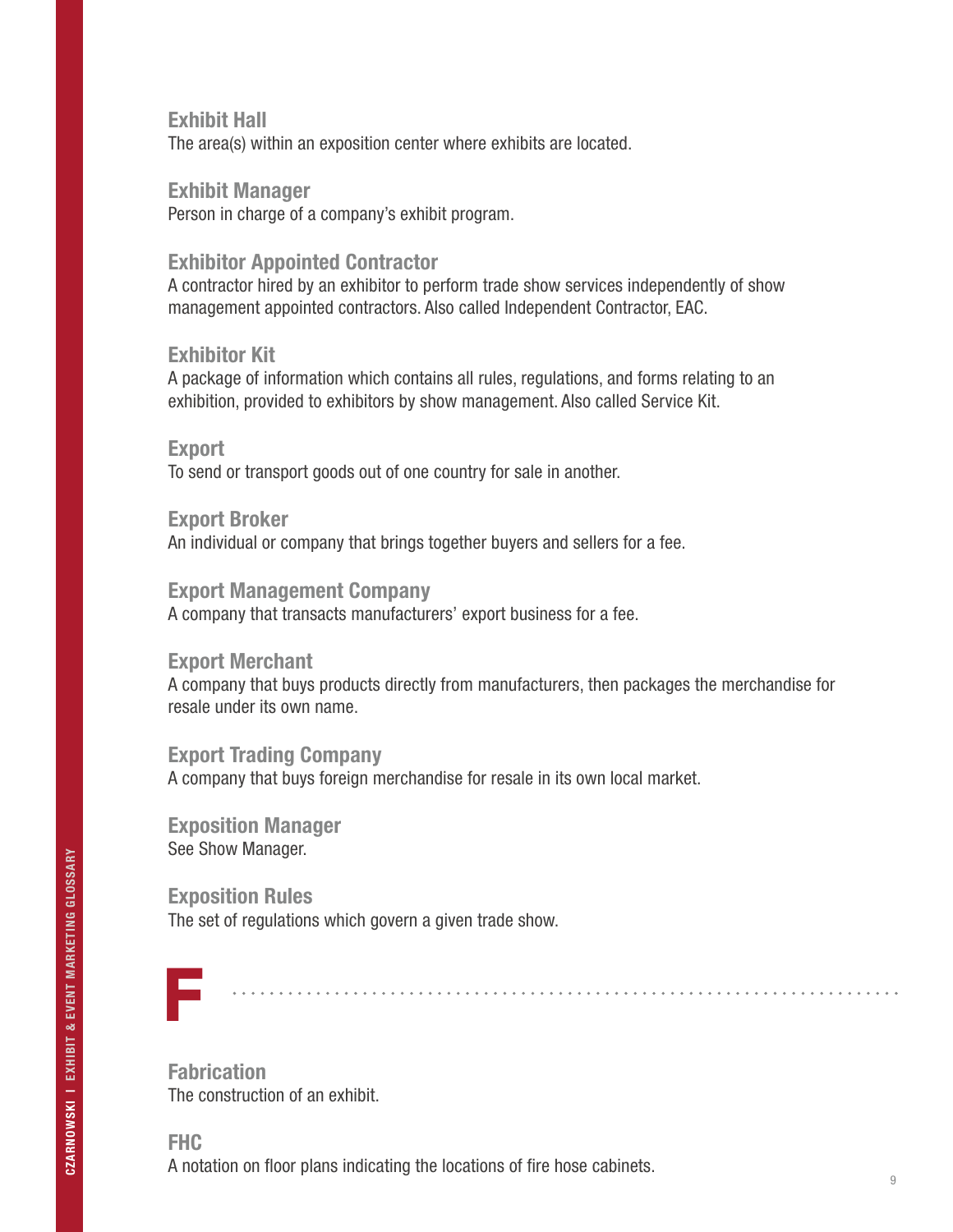### Exhibit Hall

The area(s) within an exposition center where exhibits are located.

### Exhibit Manager

Person in charge of a company's exhibit program.

### Exhibitor Appointed Contractor

A contractor hired by an exhibitor to perform trade show services independently of show management appointed contractors. Also called Independent Contractor, EAC.

### Exhibitor Kit

A package of information which contains all rules, regulations, and forms relating to an exhibition, provided to exhibitors by show management. Also called Service Kit.

### Export

To send or transport goods out of one country for sale in another.

### Export Broker

An individual or company that brings together buyers and sellers for a fee.

### Export Management Company

A company that transacts manufacturers' export business for a fee.

### Export Merchant

A company that buys products directly from manufacturers, then packages the merchandise for resale under its own name.

### Export Trading Company

A company that buys foreign merchandise for resale in its own local market.

### Exposition Manager

See Show Manager.

### Exposition Rules

The set of regulations which govern a given trade show.

## F

### Fabrication

The construction of an exhibit.

### FHC

A notation on floor plans indicating the locations of fire hose cabinets.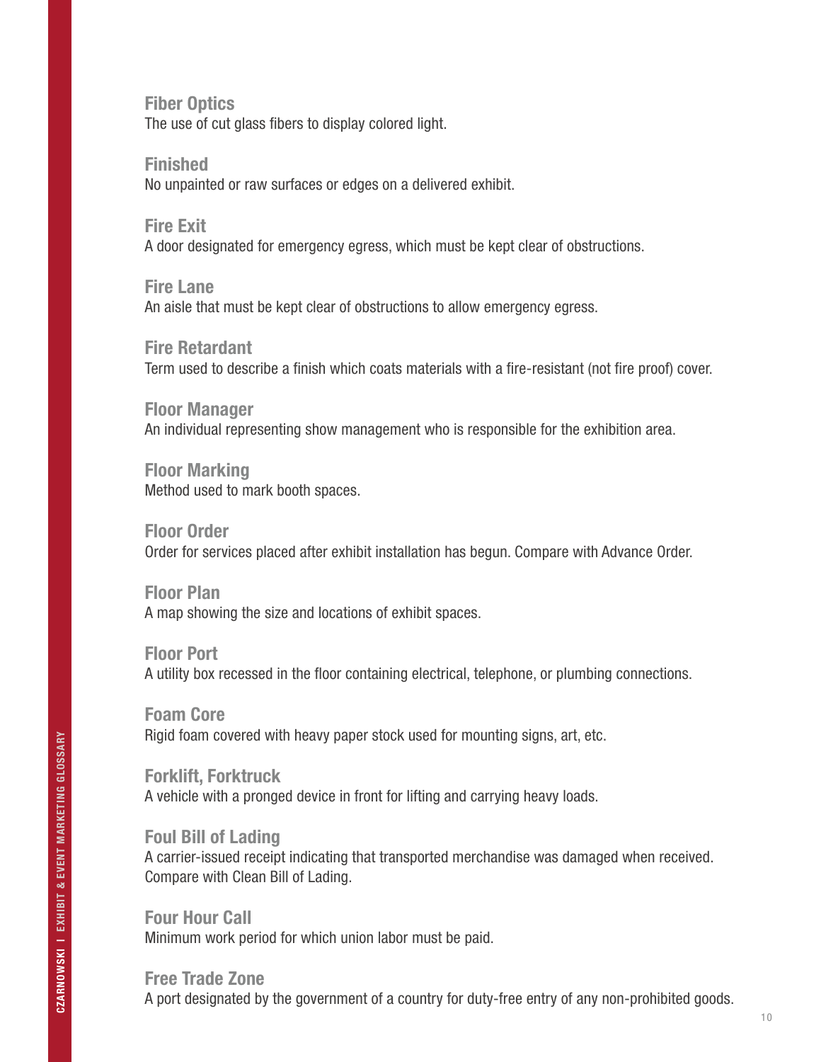### Fiber Optics

The use of cut glass fibers to display colored light.

### Finished

No unpainted or raw surfaces or edges on a delivered exhibit.

### Fire Exit

A door designated for emergency egress, which must be kept clear of obstructions.

### Fire Lane

An aisle that must be kept clear of obstructions to allow emergency egress.

### Fire Retardant

Term used to describe a finish which coats materials with a fire-resistant (not fire proof) cover.

### Floor Manager

An individual representing show management who is responsible for the exhibition area.

### Floor Marking

Method used to mark booth spaces.

### Floor Order

Order for services placed after exhibit installation has begun. Compare with Advance Order.

### Floor Plan

A map showing the size and locations of exhibit spaces.

### Floor Port

A utility box recessed in the floor containing electrical, telephone, or plumbing connections.

### Foam Core

Rigid foam covered with heavy paper stock used for mounting signs, art, etc.

### Forklift, Forktruck

A vehicle with a pronged device in front for lifting and carrying heavy loads.

### Foul Bill of Lading

A carrier-issued receipt indicating that transported merchandise was damaged when received. Compare with Clean Bill of Lading.

### Four Hour Call

Minimum work period for which union labor must be paid.

### Free Trade Zone

A port designated by the government of a country for duty-free entry of any non-prohibited goods.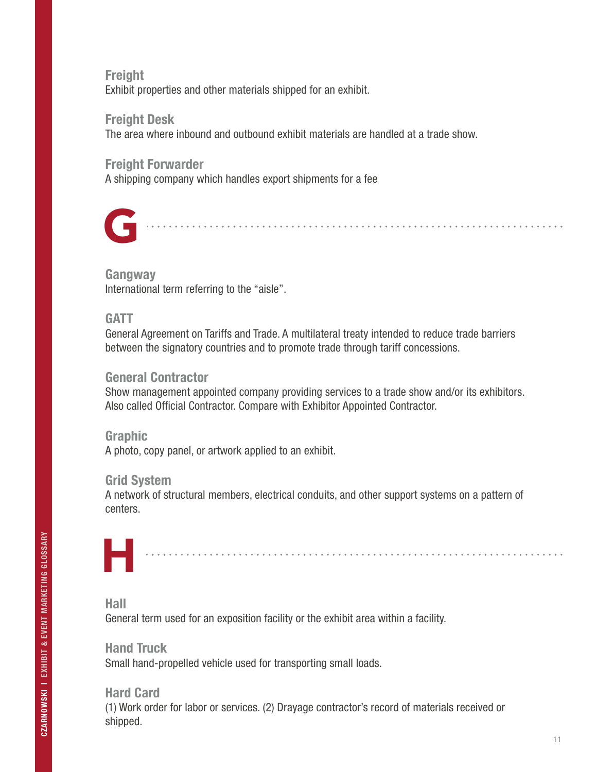### Freight
Exhibit properties and other materials shipped for an exhibit.

### Freight Desk
The area where inbound and outbound exhibit materials are handled at a trade show.

### Freight Forwarder
A shipping company which handles export shipments for a fee

## G

### Gangway
International term referring to the "aisle".

### GATT
General Agreement on Tariffs and Trade. A multilateral treaty intended to reduce trade barriers between the signatory countries and to promote trade through tariff concessions.

### General Contractor
Show management appointed company providing services to a trade show and/or its exhibitors. Also called Official Contractor. Compare with Exhibitor Appointed Contractor.

### Graphic
A photo, copy panel, or artwork applied to an exhibit.

### Grid System
A network of structural members, electrical conduits, and other support systems on a pattern of centers.

## H

### Hall
General term used for an exposition facility or the exhibit area within a facility.

### Hand Truck
Small hand-propelled vehicle used for transporting small loads.

### Hard Card
(1) Work order for labor or services. (2) Drayage contractor's record of materials received or shipped.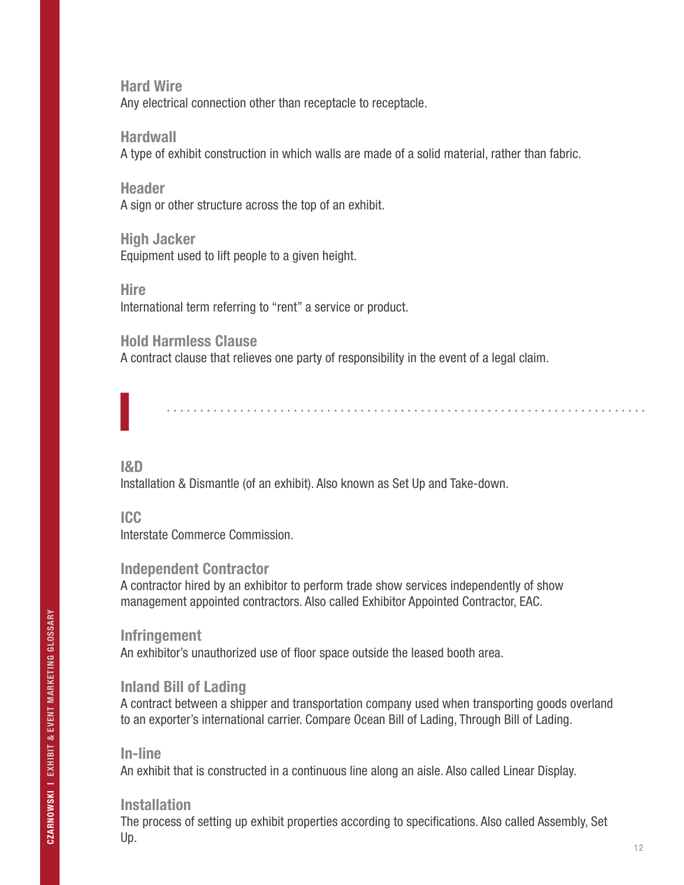### Hard Wire
Any electrical connection other than receptacle to receptacle.

### Hardwall
A type of exhibit construction in which walls are made of a solid material, rather than fabric.

### Header
A sign or other structure across the top of an exhibit.

### High Jacker
Equipment used to lift people to a given height.

### Hire
International term referring to "rent" a service or product.

### Hold Harmless Clause
A contract clause that relieves one party of responsibility in the event of a legal claim.

## I

### I&D
Installation & Dismantle (of an exhibit). Also known as Set Up and Take-down.

### ICC
Interstate Commerce Commission.

### Independent Contractor
A contractor hired by an exhibitor to perform trade show services independently of show management appointed contractors. Also called Exhibitor Appointed Contractor, EAC.

### Infringement
An exhibitor's unauthorized use of floor space outside the leased booth area.

### Inland Bill of Lading
A contract between a shipper and transportation company used when transporting goods overland to an exporter's international carrier. Compare Ocean Bill of Lading, Through Bill of Lading.

### In-line
An exhibit that is constructed in a continuous line along an aisle. Also called Linear Display.

### Installation
The process of setting up exhibit properties according to specifications. Also called Assembly, Set Up.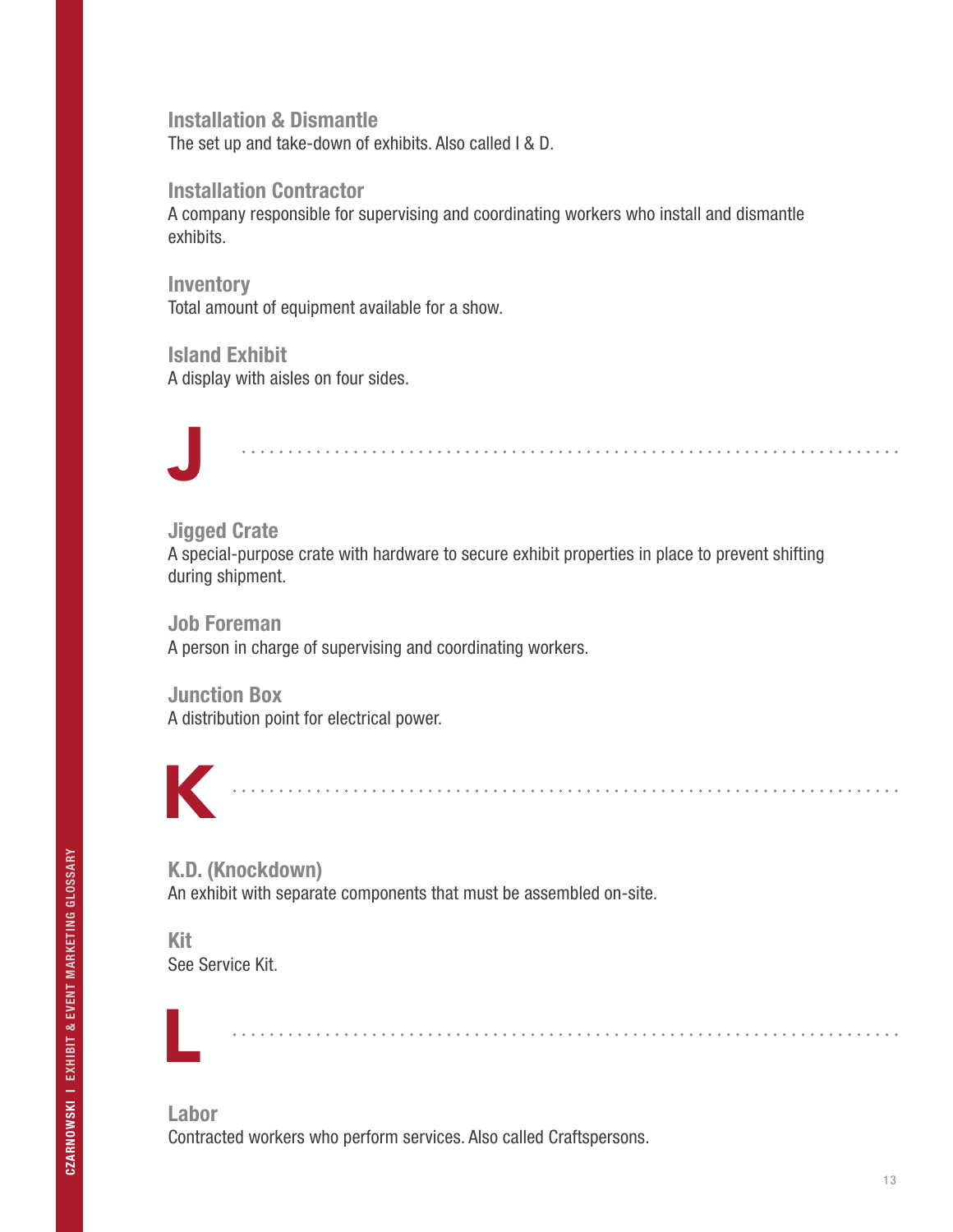### Installation & Dismantle
The set up and take-down of exhibits. Also called I & D.

### Installation Contractor
A company responsible for supervising and coordinating workers who install and dismantle exhibits.

### Inventory
Total amount of equipment available for a show.

### Island Exhibit
A display with aisles on four sides.

## J

### Jigged Crate
A special-purpose crate with hardware to secure exhibit properties in place to prevent shifting during shipment.

### Job Foreman
A person in charge of supervising and coordinating workers.

### Junction Box
A distribution point for electrical power.

## K

### K.D. (Knockdown)
An exhibit with separate components that must be assembled on-site.

### Kit
See Service Kit.

## L

### Labor
Contracted workers who perform services. Also called Craftspersons.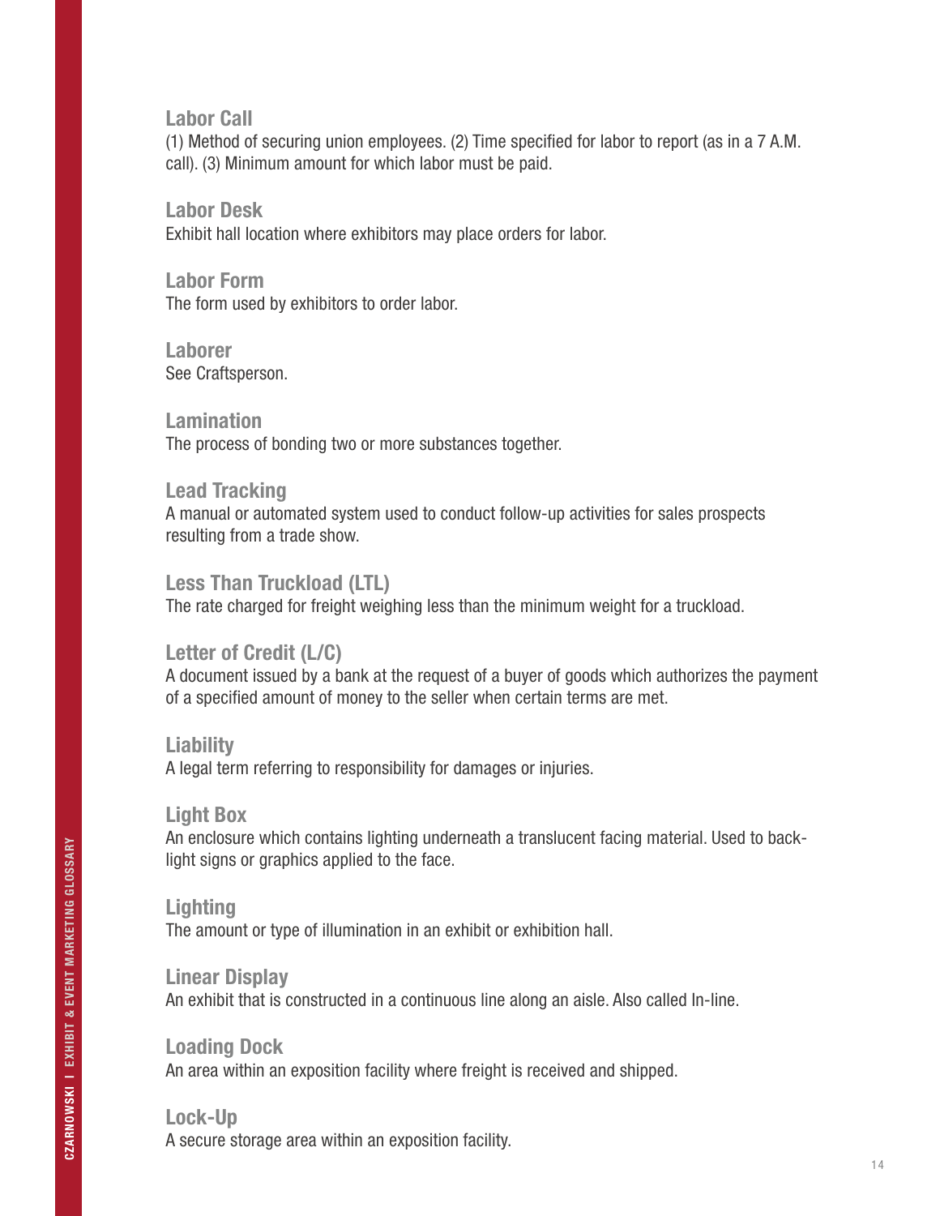### Labor Call

(1) Method of securing union employees. (2) Time specified for labor to report (as in a 7 A.M. call). (3) Minimum amount for which labor must be paid.

### Labor Desk

Exhibit hall location where exhibitors may place orders for labor.

### Labor Form

The form used by exhibitors to order labor.

### Laborer

See Craftsperson.

### Lamination

The process of bonding two or more substances together.

### Lead Tracking

A manual or automated system used to conduct follow-up activities for sales prospects resulting from a trade show.

### Less Than Truckload (LTL)

The rate charged for freight weighing less than the minimum weight for a truckload.

### Letter of Credit (L/C)

A document issued by a bank at the request of a buyer of goods which authorizes the payment of a specified amount of money to the seller when certain terms are met.

### Liability

A legal term referring to responsibility for damages or injuries.

### Light Box

An enclosure which contains lighting underneath a translucent facing material. Used to back-light signs or graphics applied to the face.

### Lighting

The amount or type of illumination in an exhibit or exhibition hall.

### Linear Display

An exhibit that is constructed in a continuous line along an aisle. Also called In-line.

### Loading Dock

An area within an exposition facility where freight is received and shipped.

### Lock-Up

A secure storage area within an exposition facility.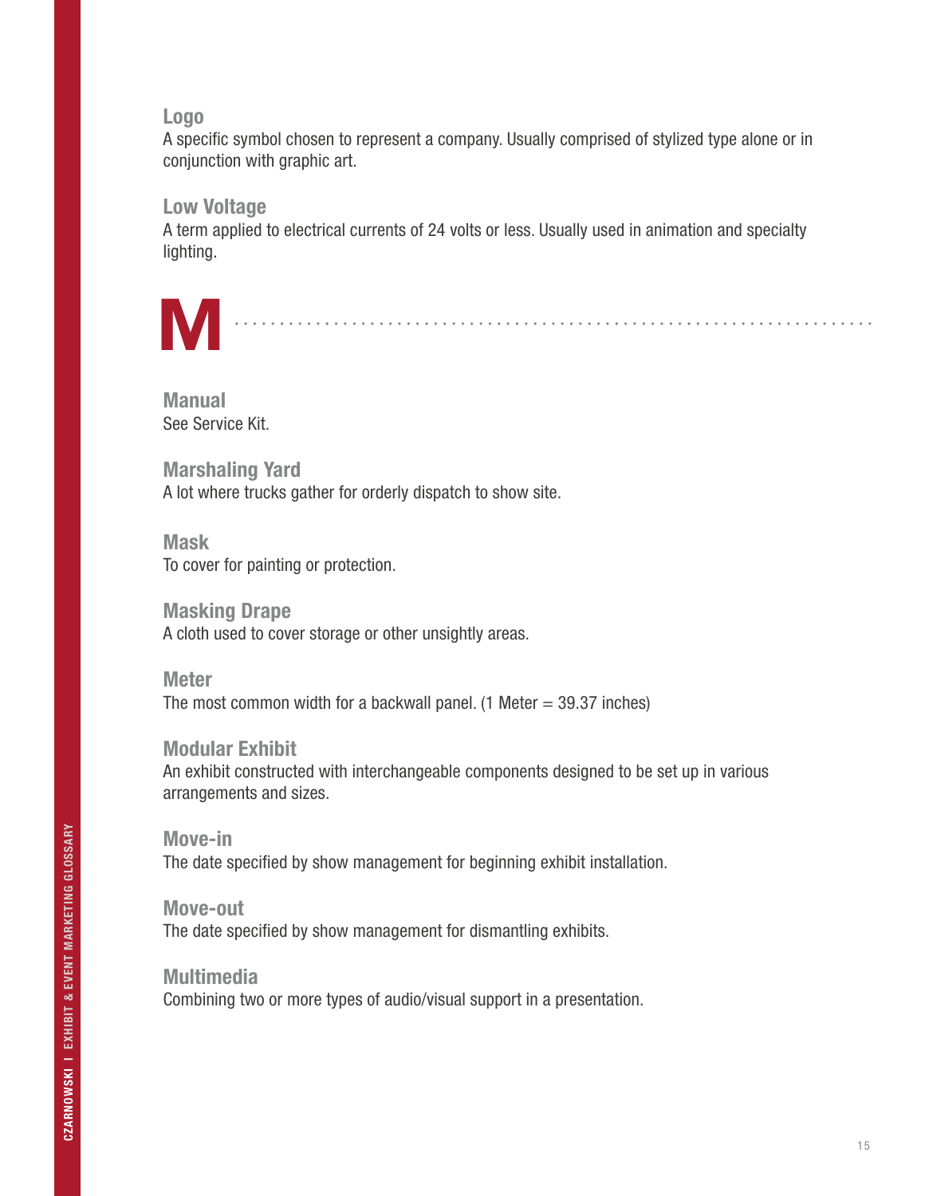### Logo
A specific symbol chosen to represent a company. Usually comprised of stylized type alone or in conjunction with graphic art.

### Low Voltage
A term applied to electrical currents of 24 volts or less. Usually used in animation and specialty lighting.

# M

### Manual
See Service Kit.

### Marshaling Yard
A lot where trucks gather for orderly dispatch to show site.

### Mask
To cover for painting or protection.

### Masking Drape
A cloth used to cover storage or other unsightly areas.

### Meter
The most common width for a backwall panel. (1 Meter = 39.37 inches)

### Modular Exhibit
An exhibit constructed with interchangeable components designed to be set up in various arrangements and sizes.

### Move-in
The date specified by show management for beginning exhibit installation.

### Move-out
The date specified by show management for dismantling exhibits.

### Multimedia
Combining two or more types of audio/visual support in a presentation.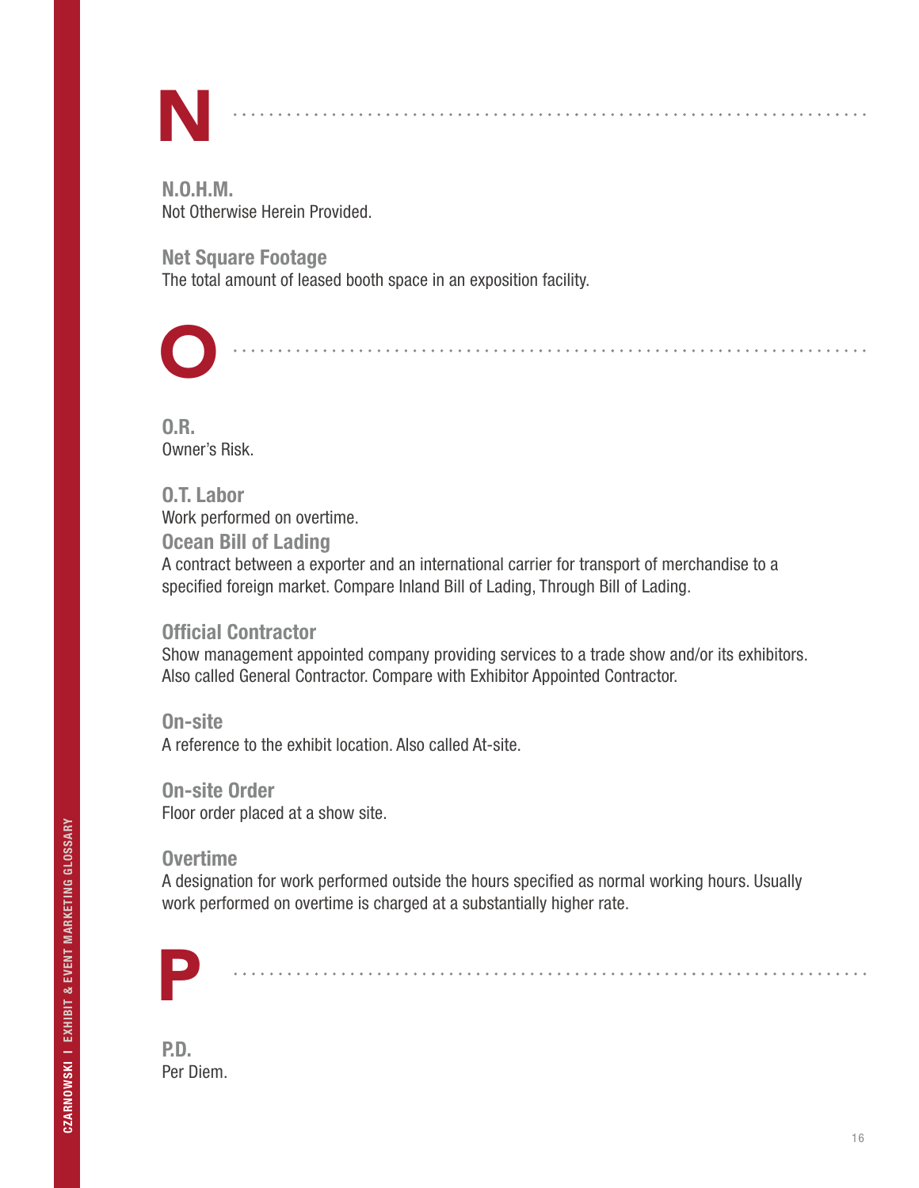# N

**N.O.H.M.**
Not Otherwise Herein Provided.

**Net Square Footage**
The total amount of leased booth space in an exposition facility.

# O

**O.R.**
Owner's Risk.

**O.T. Labor**
Work performed on overtime.

**Ocean Bill of Lading**
A contract between a exporter and an international carrier for transport of merchandise to a specified foreign market. Compare Inland Bill of Lading, Through Bill of Lading.

**Official Contractor**
Show management appointed company providing services to a trade show and/or its exhibitors. Also called General Contractor. Compare with Exhibitor Appointed Contractor.

**On-site**
A reference to the exhibit location. Also called At-site.

**On-site Order**
Floor order placed at a show site.

**Overtime**
A designation for work performed outside the hours specified as normal working hours. Usually work performed on overtime is charged at a substantially higher rate.

# P

**P.D.**
Per Diem.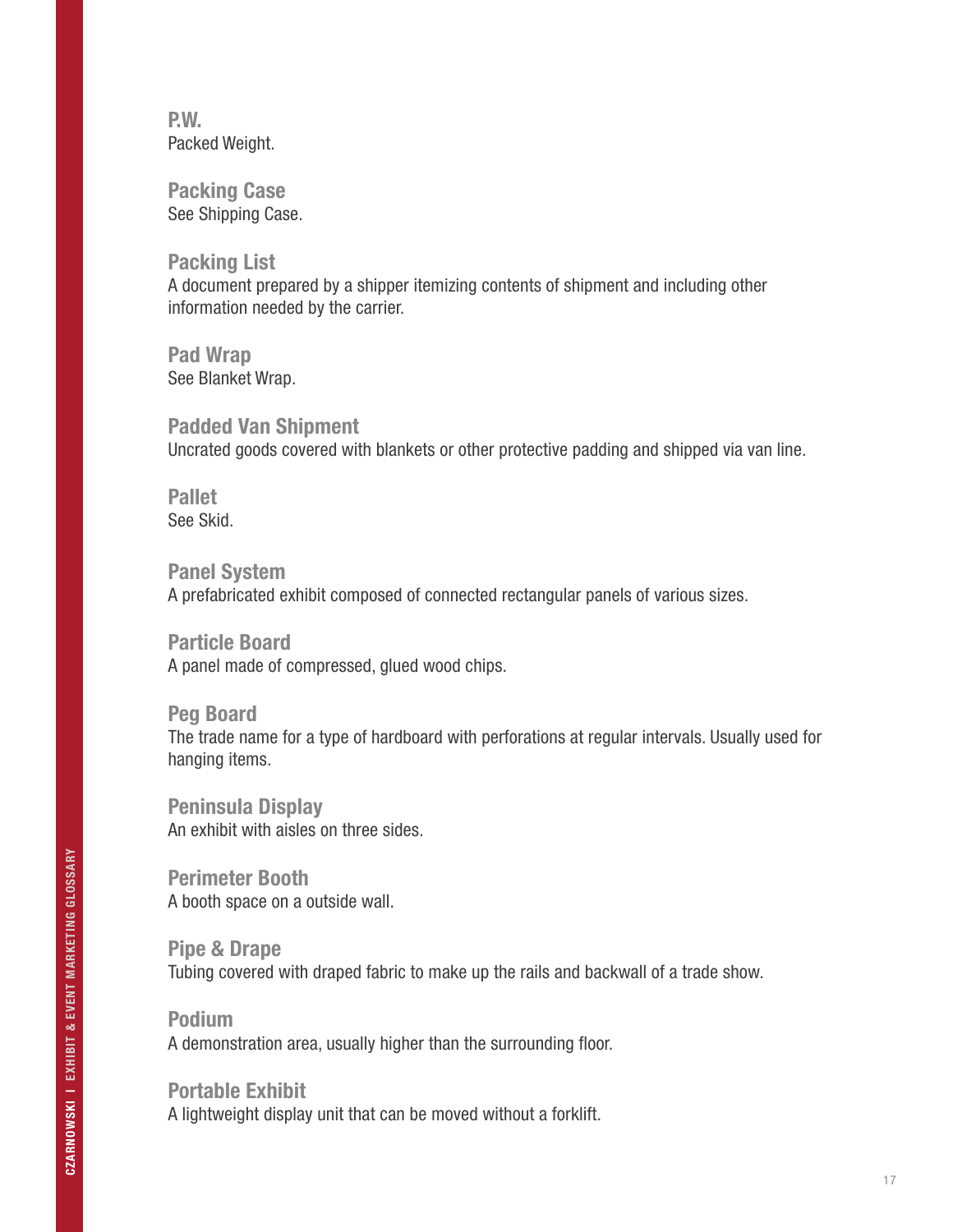**P.W.**
Packed Weight.

**Packing Case**
See Shipping Case.

**Packing List**
A document prepared by a shipper itemizing contents of shipment and including other information needed by the carrier.

**Pad Wrap**
See Blanket Wrap.

**Padded Van Shipment**
Uncrated goods covered with blankets or other protective padding and shipped via van line.

**Pallet**
See Skid.

**Panel System**
A prefabricated exhibit composed of connected rectangular panels of various sizes.

**Particle Board**
A panel made of compressed, glued wood chips.

**Peg Board**
The trade name for a type of hardboard with perforations at regular intervals. Usually used for hanging items.

**Peninsula Display**
An exhibit with aisles on three sides.

**Perimeter Booth**
A booth space on a outside wall.

**Pipe & Drape**
Tubing covered with draped fabric to make up the rails and backwall of a trade show.

**Podium**
A demonstration area, usually higher than the surrounding floor.

**Portable Exhibit**
A lightweight display unit that can be moved without a forklift.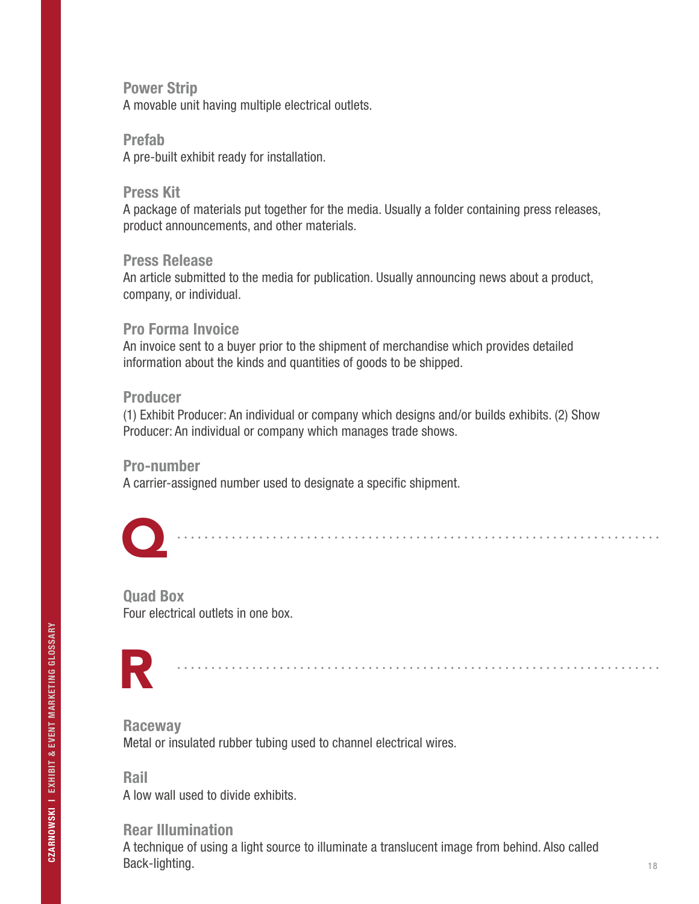### Power Strip
A movable unit having multiple electrical outlets.

### Prefab
A pre-built exhibit ready for installation.

### Press Kit
A package of materials put together for the media. Usually a folder containing press releases, product announcements, and other materials.

### Press Release
An article submitted to the media for publication. Usually announcing news about a product, company, or individual.

### Pro Forma Invoice
An invoice sent to a buyer prior to the shipment of merchandise which provides detailed information about the kinds and quantities of goods to be shipped.

### Producer
(1) Exhibit Producer: An individual or company which designs and/or builds exhibits. (2) Show Producer: An individual or company which manages trade shows.

### Pro-number
A carrier-assigned number used to designate a specific shipment.

## Q

### Quad Box
Four electrical outlets in one box.

## R

### Raceway
Metal or insulated rubber tubing used to channel electrical wires.

### Rail
A low wall used to divide exhibits.

### Rear Illumination
A technique of using a light source to illuminate a translucent image from behind. Also called Back-lighting.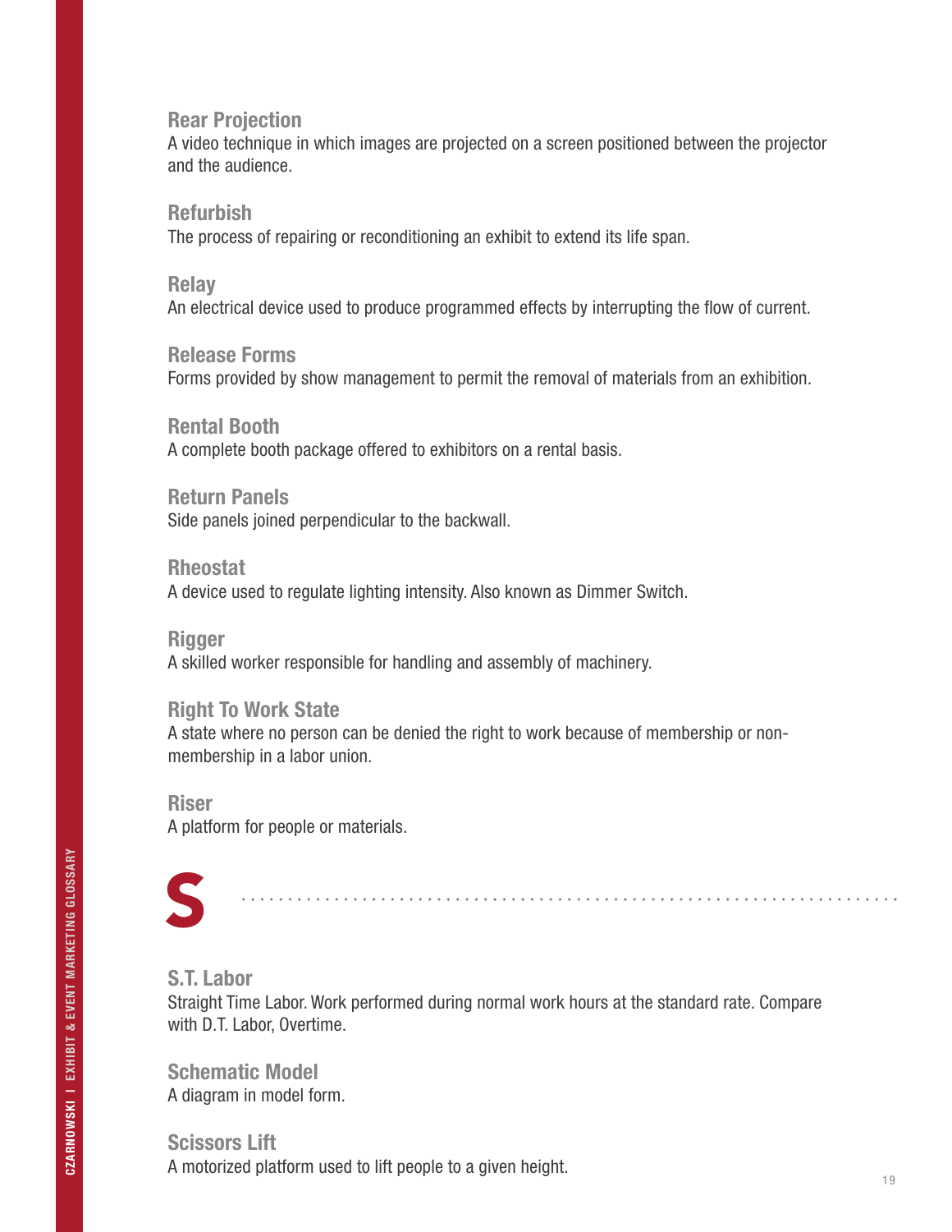### Rear Projection
A video technique in which images are projected on a screen positioned between the projector and the audience.

### Refurbish
The process of repairing or reconditioning an exhibit to extend its life span.

### Relay
An electrical device used to produce programmed effects by interrupting the flow of current.

### Release Forms
Forms provided by show management to permit the removal of materials from an exhibition.

### Rental Booth
A complete booth package offered to exhibitors on a rental basis.

### Return Panels
Side panels joined perpendicular to the backwall.

### Rheostat
A device used to regulate lighting intensity. Also known as Dimmer Switch.

### Rigger
A skilled worker responsible for handling and assembly of machinery.

### Right To Work State
A state where no person can be denied the right to work because of membership or non-membership in a labor union.

### Riser
A platform for people or materials.

## S

### S.T. Labor
Straight Time Labor. Work performed during normal work hours at the standard rate. Compare with D.T. Labor, Overtime.

### Schematic Model
A diagram in model form.

### Scissors Lift
A motorized platform used to lift people to a given height.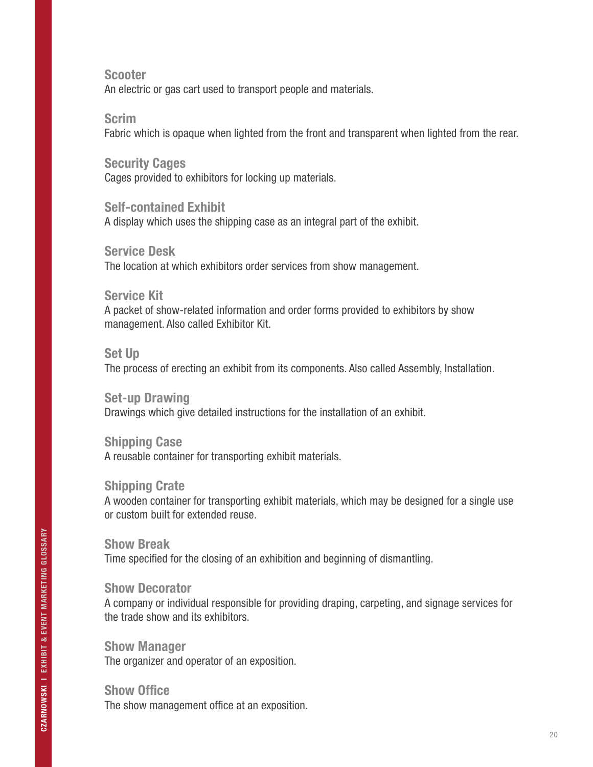**Scooter**
An electric or gas cart used to transport people and materials.

**Scrim**
Fabric which is opaque when lighted from the front and transparent when lighted from the rear.

**Security Cages**
Cages provided to exhibitors for locking up materials.

**Self-contained Exhibit**
A display which uses the shipping case as an integral part of the exhibit.

**Service Desk**
The location at which exhibitors order services from show management.

**Service Kit**
A packet of show-related information and order forms provided to exhibitors by show management. Also called Exhibitor Kit.

**Set Up**
The process of erecting an exhibit from its components. Also called Assembly, Installation.

**Set-up Drawing**
Drawings which give detailed instructions for the installation of an exhibit.

**Shipping Case**
A reusable container for transporting exhibit materials.

**Shipping Crate**
A wooden container for transporting exhibit materials, which may be designed for a single use or custom built for extended reuse.

**Show Break**
Time specified for the closing of an exhibition and beginning of dismantling.

**Show Decorator**
A company or individual responsible for providing draping, carpeting, and signage services for the trade show and its exhibitors.

**Show Manager**
The organizer and operator of an exposition.

**Show Office**
The show management office at an exposition.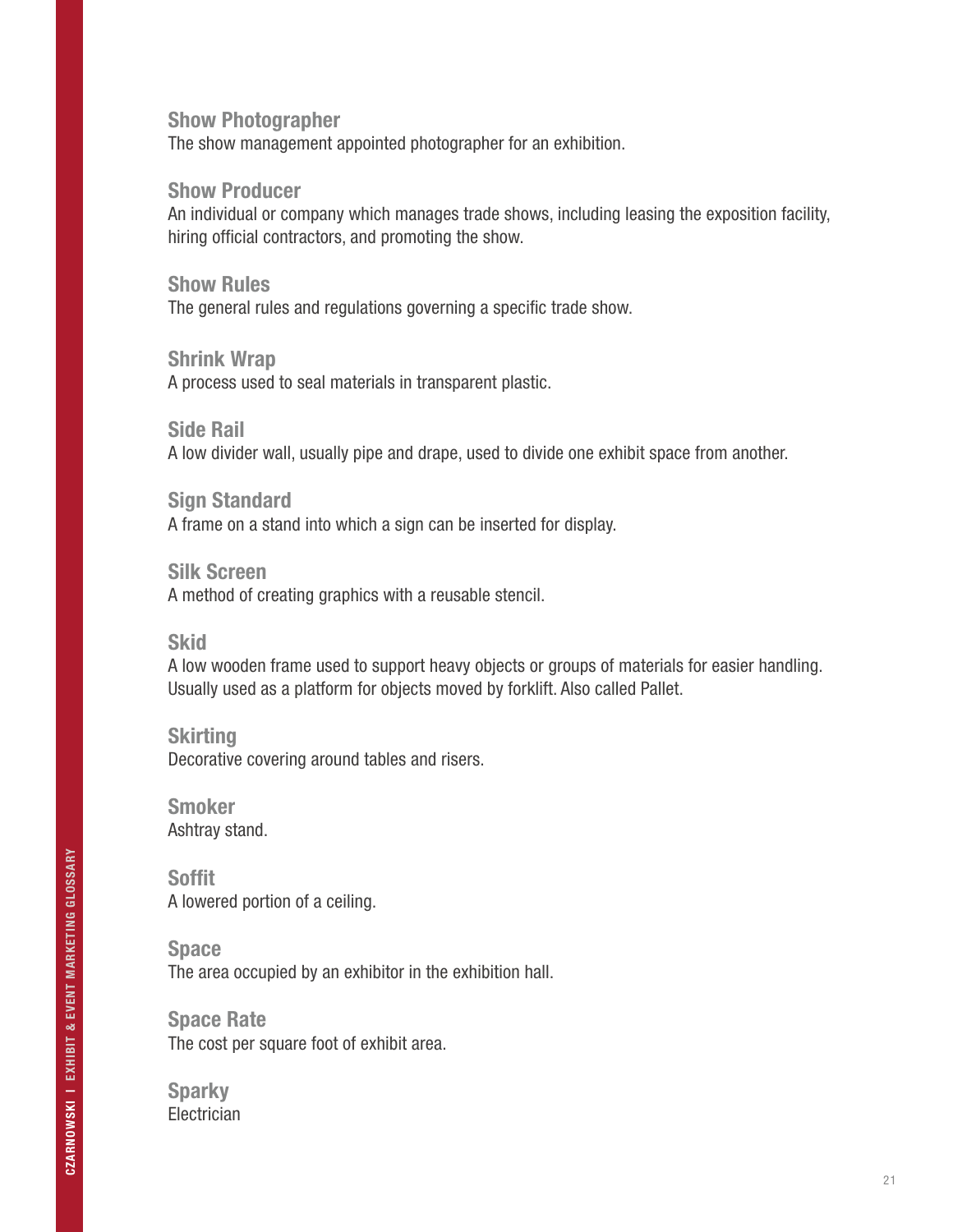**Show Photographer**
The show management appointed photographer for an exhibition.

**Show Producer**
An individual or company which manages trade shows, including leasing the exposition facility, hiring official contractors, and promoting the show.

**Show Rules**
The general rules and regulations governing a specific trade show.

**Shrink Wrap**
A process used to seal materials in transparent plastic.

**Side Rail**
A low divider wall, usually pipe and drape, used to divide one exhibit space from another.

**Sign Standard**
A frame on a stand into which a sign can be inserted for display.

**Silk Screen**
A method of creating graphics with a reusable stencil.

**Skid**
A low wooden frame used to support heavy objects or groups of materials for easier handling. Usually used as a platform for objects moved by forklift. Also called Pallet.

**Skirting**
Decorative covering around tables and risers.

**Smoker**
Ashtray stand.

**Soffit**
A lowered portion of a ceiling.

**Space**
The area occupied by an exhibitor in the exhibition hall.

**Space Rate**
The cost per square foot of exhibit area.

**Sparky**
Electrician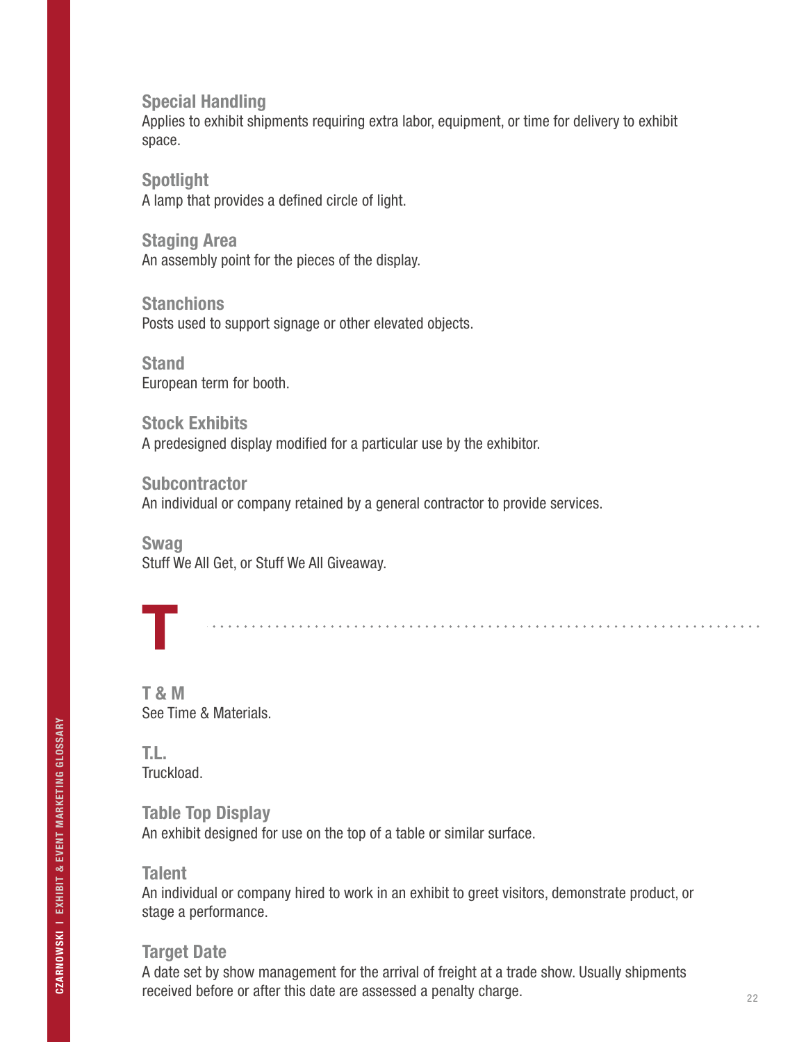### Special Handling
Applies to exhibit shipments requiring extra labor, equipment, or time for delivery to exhibit space.

### Spotlight
A lamp that provides a defined circle of light.

### Staging Area
An assembly point for the pieces of the display.

### Stanchions
Posts used to support signage or other elevated objects.

### Stand
European term for booth.

### Stock Exhibits
A predesigned display modified for a particular use by the exhibitor.

### Subcontractor
An individual or company retained by a general contractor to provide services.

### Swag
Stuff We All Get, or Stuff We All Giveaway.

# T

### T & M
See Time & Materials.

### T.L.
Truckload.

### Table Top Display
An exhibit designed for use on the top of a table or similar surface.

### Talent
An individual or company hired to work in an exhibit to greet visitors, demonstrate product, or stage a performance.

### Target Date
A date set by show management for the arrival of freight at a trade show. Usually shipments received before or after this date are assessed a penalty charge.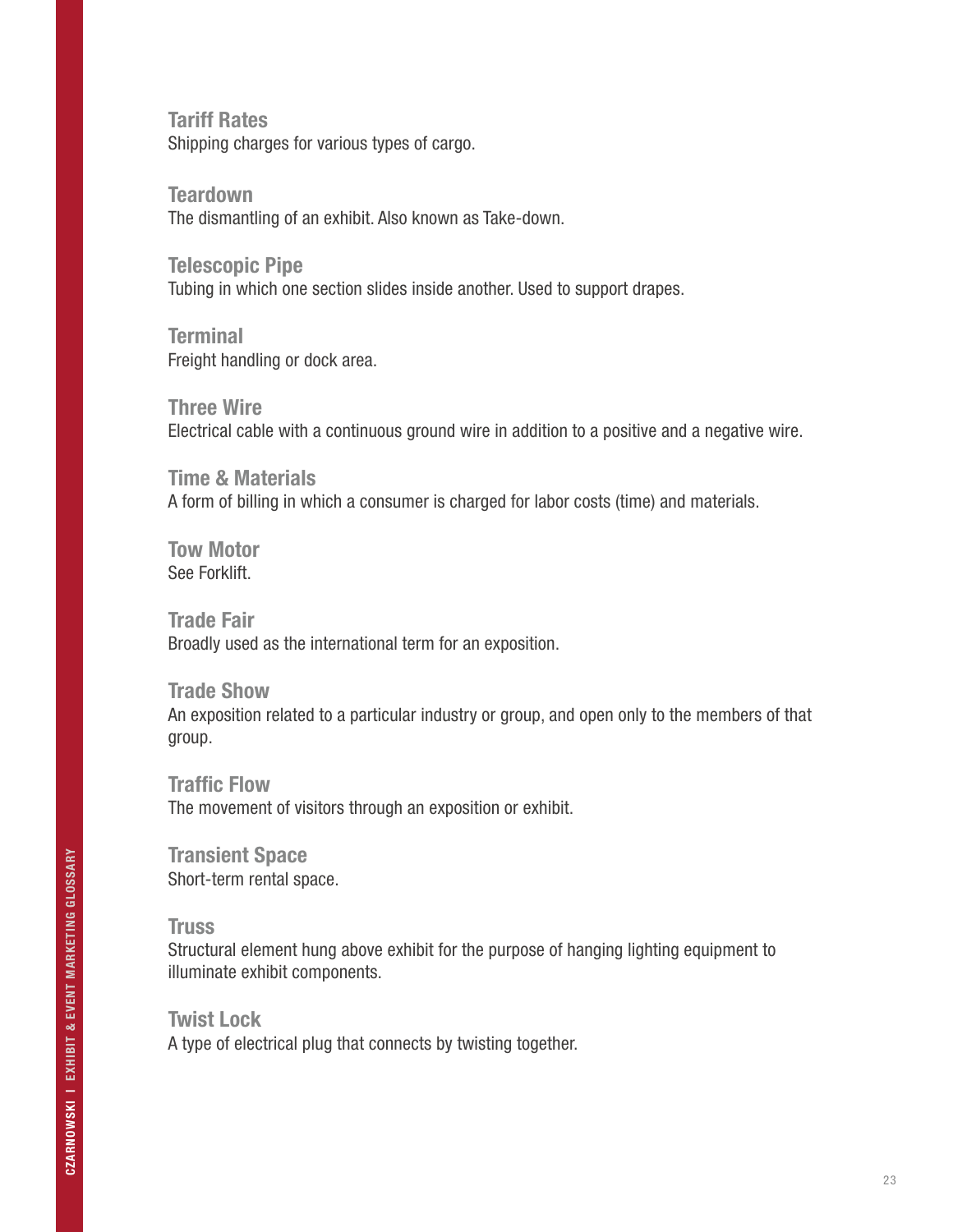**Tariff Rates**
Shipping charges for various types of cargo.

**Teardown**
The dismantling of an exhibit. Also known as Take-down.

**Telescopic Pipe**
Tubing in which one section slides inside another. Used to support drapes.

**Terminal**
Freight handling or dock area.

**Three Wire**
Electrical cable with a continuous ground wire in addition to a positive and a negative wire.

**Time & Materials**
A form of billing in which a consumer is charged for labor costs (time) and materials.

**Tow Motor**
See Forklift.

**Trade Fair**
Broadly used as the international term for an exposition.

**Trade Show**
An exposition related to a particular industry or group, and open only to the members of that group.

**Traffic Flow**
The movement of visitors through an exposition or exhibit.

**Transient Space**
Short-term rental space.

**Truss**
Structural element hung above exhibit for the purpose of hanging lighting equipment to illuminate exhibit components.

**Twist Lock**
A type of electrical plug that connects by twisting together.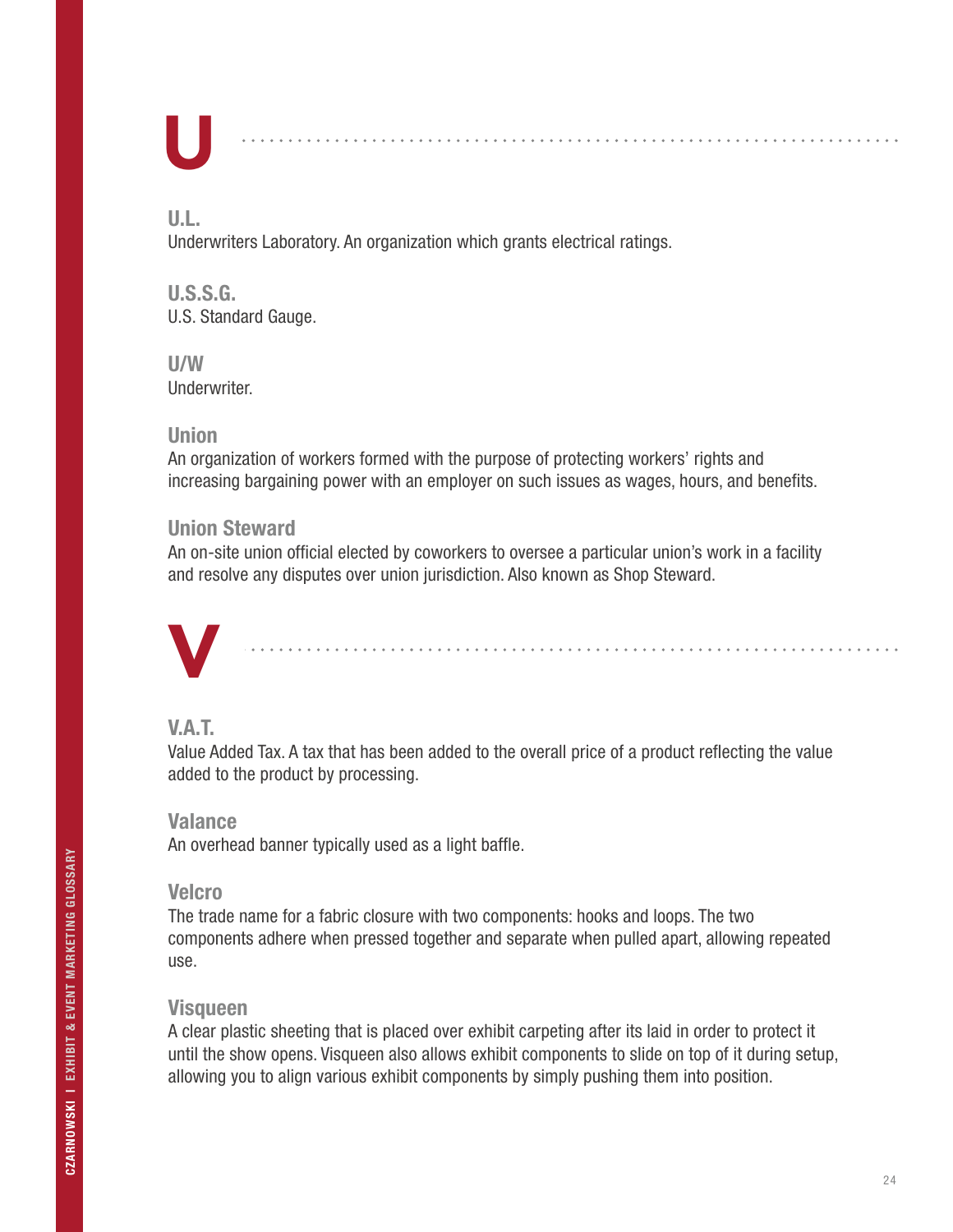# U

### U.L.

Underwriters Laboratory. An organization which grants electrical ratings.

### U.S.S.G.

U.S. Standard Gauge.

### U/W

Underwriter.

### Union

An organization of workers formed with the purpose of protecting workers' rights and increasing bargaining power with an employer on such issues as wages, hours, and benefits.

### Union Steward

An on-site union official elected by coworkers to oversee a particular union's work in a facility and resolve any disputes over union jurisdiction. Also known as Shop Steward.

# V

### V.A.T.

Value Added Tax. A tax that has been added to the overall price of a product reflecting the value added to the product by processing.

### Valance

An overhead banner typically used as a light baffle.

### Velcro

The trade name for a fabric closure with two components: hooks and loops. The two components adhere when pressed together and separate when pulled apart, allowing repeated use.

### Visqueen

A clear plastic sheeting that is placed over exhibit carpeting after its laid in order to protect it until the show opens. Visqueen also allows exhibit components to slide on top of it during setup, allowing you to align various exhibit components by simply pushing them into position.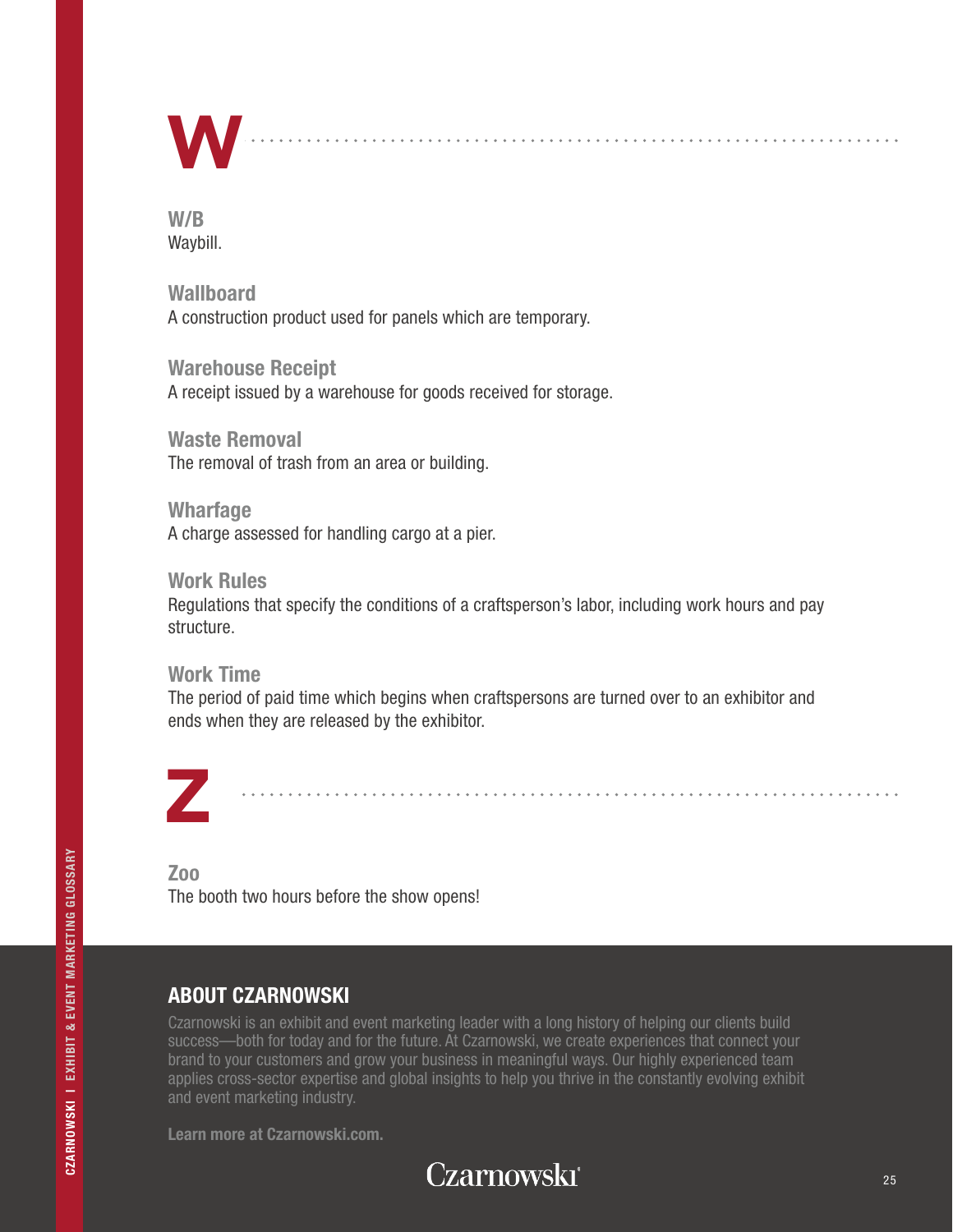# W

**W/B**
Waybill.

**Wallboard**
A construction product used for panels which are temporary.

**Warehouse Receipt**
A receipt issued by a warehouse for goods received for storage.

**Waste Removal**
The removal of trash from an area or building.

**Wharfage**
A charge assessed for handling cargo at a pier.

**Work Rules**
Regulations that specify the conditions of a craftsperson's labor, including work hours and pay structure.

**Work Time**
The period of paid time which begins when craftspersons are turned over to an exhibitor and ends when they are released by the exhibitor.

# Z

**Zoo**
The booth two hours before the show opens!

## ABOUT CZARNOWSKI

Czarnowski is an exhibit and event marketing leader with a long history of helping our clients build success—both for today and for the future. At Czarnowski, we create experiences that connect your brand to your customers and grow your business in meaningful ways. Our highly experienced team applies cross-sector expertise and global insights to help you thrive in the constantly evolving exhibit and event marketing industry.

**Learn more at Czarnowski.com.**

Czarnowski